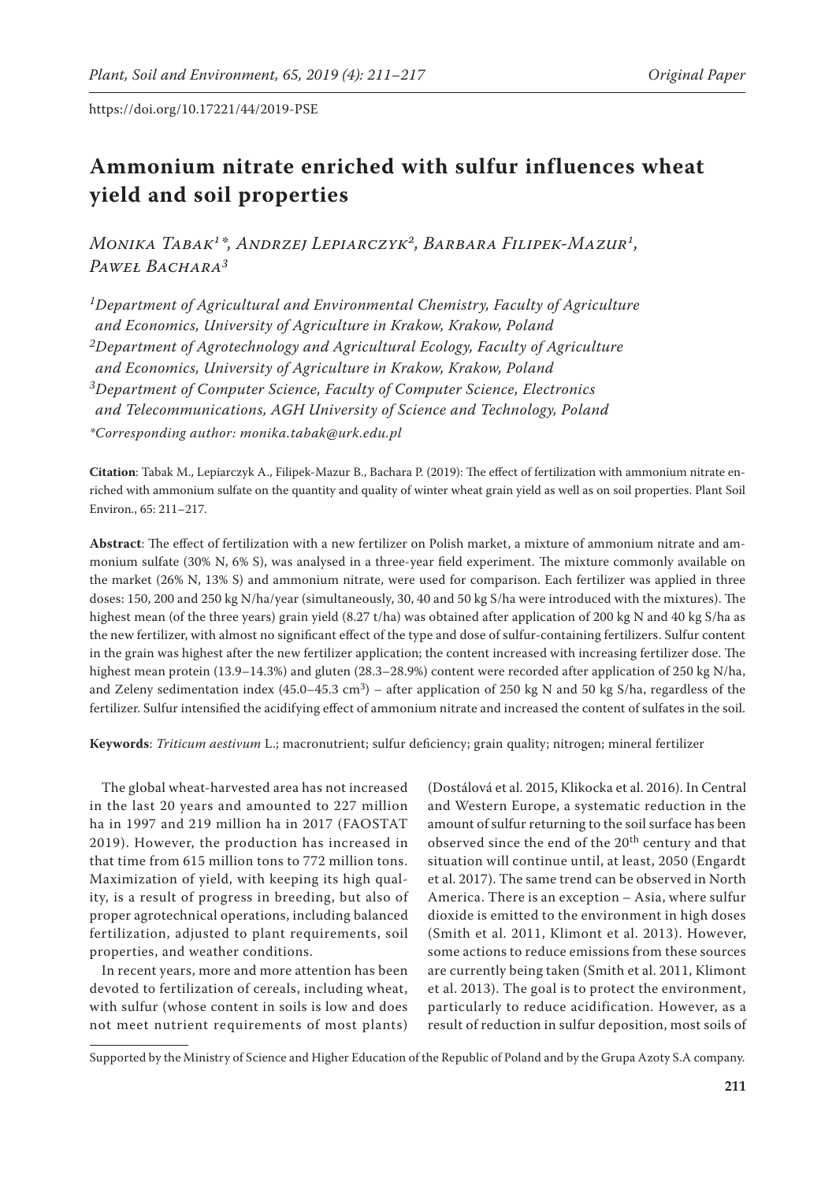https://doi.org/10.17221/44/2019-PSE

# Ammonium nitrate enriched with sulfur influences wheat yield and soil properties

*Monika Tabak[1]\*, Andrzej Lepiarczyk[2], Barbara Filipek-Mazur[1], Paweł Bachara[3]*

[1]Department of Agricultural and Environmental Chemistry, Faculty of Agriculture and Economics, University of Agriculture in Krakow, Krakow, Poland
[2]Department of Agrotechnology and Agricultural Ecology, Faculty of Agriculture and Economics, University of Agriculture in Krakow, Krakow, Poland
[3]Department of Computer Science, Faculty of Computer Science, Electronics and Telecommunications, AGH University of Science and Technology, Poland

*\*Corresponding author: monika.tabak@urk.edu.pl*

**Citation**: Tabak M., Lepiarczyk A., Filipek-Mazur B., Bachara P. (2019): The effect of fertilization with ammonium nitrate enriched with ammonium sulfate on the quantity and quality of winter wheat grain yield as well as on soil properties. Plant Soil Environ., 65: 211–217.

**Abstract**: The effect of fertilization with a new fertilizer on Polish market, a mixture of ammonium nitrate and ammonium sulfate (30% N, 6% S), was analysed in a three-year field experiment. The mixture commonly available on the market (26% N, 13% S) and ammonium nitrate, were used for comparison. Each fertilizer was applied in three doses: 150, 200 and 250 kg N/ha/year (simultaneously, 30, 40 and 50 kg S/ha were introduced with the mixtures). The highest mean (of the three years) grain yield (8.27 t/ha) was obtained after application of 200 kg N and 40 kg S/ha as the new fertilizer, with almost no significant effect of the type and dose of sulfur-containing fertilizers. Sulfur content in the grain was highest after the new fertilizer application; the content increased with increasing fertilizer dose. The highest mean protein (13.9–14.3%) and gluten (28.3–28.9%) content were recorded after application of 250 kg N/ha, and Zeleny sedimentation index (45.0–45.3 $cm^3$) – after application of 250 kg N and 50 kg S/ha, regardless of the fertilizer. Sulfur intensified the acidifying effect of ammonium nitrate and increased the content of sulfates in the soil.

**Keywords**: *Triticum aestivum* L.; macronutrient; sulfur deficiency; grain quality; nitrogen; mineral fertilizer

The global wheat-harvested area has not increased in the last 20 years and amounted to 227 million ha in 1997 and 219 million ha in 2017 (FAOSTAT 2019). However, the production has increased in that time from 615 million tons to 772 million tons. Maximization of yield, with keeping its high quality, is a result of progress in breeding, but also of proper agrotechnical operations, including balanced fertilization, adjusted to plant requirements, soil properties, and weather conditions.

In recent years, more and more attention has been devoted to fertilization of cereals, including wheat, with sulfur (whose content in soils is low and does not meet nutrient requirements of most plants) (Dostálová et al. 2015, Klikocka et al. 2016). In Central and Western Europe, a systematic reduction in the amount of sulfur returning to the soil surface has been observed since the end of the 20th century and that situation will continue until, at least, 2050 (Engardt et al. 2017). The same trend can be observed in North America. There is an exception – Asia, where sulfur dioxide is emitted to the environment in high doses (Smith et al. 2011, Klimont et al. 2013). However, some actions to reduce emissions from these sources are currently being taken (Smith et al. 2011, Klimont et al. 2013). The goal is to protect the environment, particularly to reduce acidification. However, as a result of reduction in sulfur deposition, most soils of

Supported by the Ministry of Science and Higher Education of the Republic of Poland and by the Grupa Azoty S.A company.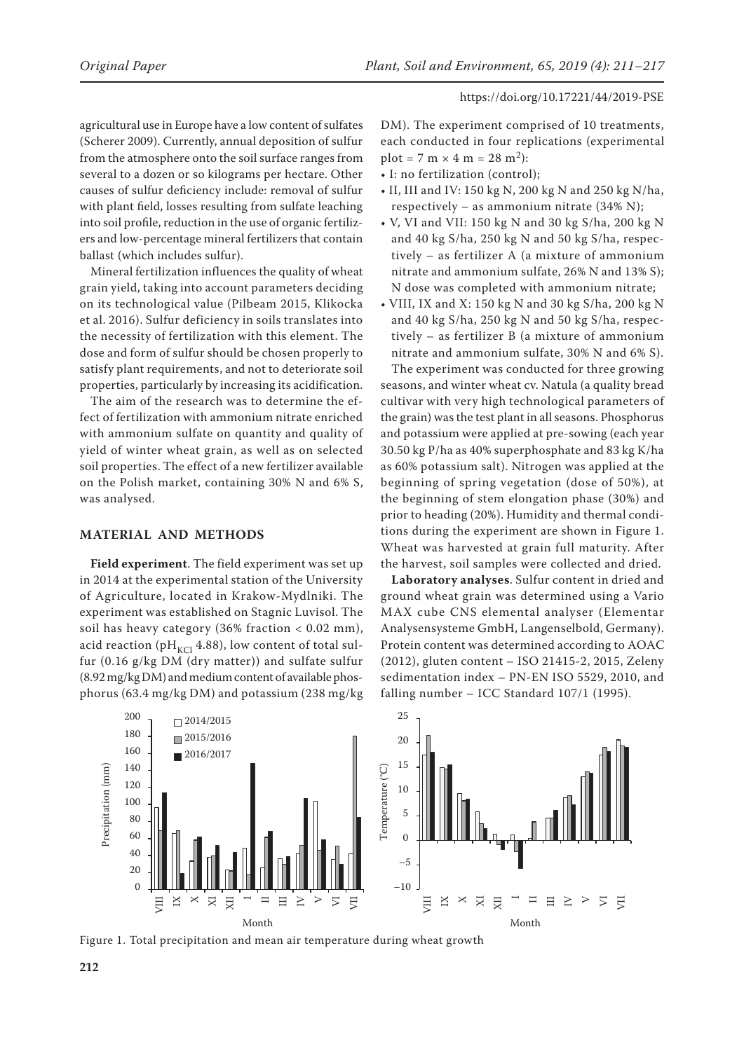agricultural use in Europe have a low content of sulfates (Scherer 2009). Currently, annual deposition of sulfur from the atmosphere onto the soil surface ranges from several to a dozen or so kilograms per hectare. Other causes of sulfur deficiency include: removal of sulfur with plant field, losses resulting from sulfate leaching into soil profile, reduction in the use of organic fertilizers and low-percentage mineral fertilizers that contain ballast (which includes sulfur).

Mineral fertilization influences the quality of wheat grain yield, taking into account parameters deciding on its technological value (Pilbeam 2015, Klikocka et al. 2016). Sulfur deficiency in soils translates into the necessity of fertilization with this element. The dose and form of sulfur should be chosen properly to satisfy plant requirements, and not to deteriorate soil properties, particularly by increasing its acidification.

The aim of the research was to determine the effect of fertilization with ammonium nitrate enriched with ammonium sulfate on quantity and quality of yield of winter wheat grain, as well as on selected soil properties. The effect of a new fertilizer available on the Polish market, containing 30% N and 6% S, was analysed.

## MATERIAL AND METHODS

**Field experiment**. The field experiment was set up in 2014 at the experimental station of the University of Agriculture, located in Krakow-Mydlniki. The experiment was established on Stagnic Luvisol. The soil has heavy category (36% fraction < 0.02 mm), acid reaction ($pH_{KCl}$ 4.88), low content of total sulfur (0.16 g/kg DM (dry matter)) and sulfate sulfur (8.92 mg/kg DM) and medium content of available phosphorus (63.4 mg/kg DM) and potassium (238 mg/kg DM). The experiment comprised of 10 treatments, each conducted in four replications (experimental plot = 7 m × 4 m = 28 $m^2$):

- I: no fertilization (control);
- II, III and IV: 150 kg N, 200 kg N and 250 kg N/ha, respectively – as ammonium nitrate (34% N);
- V, VI and VII: 150 kg N and 30 kg S/ha, 200 kg N and 40 kg S/ha, 250 kg N and 50 kg S/ha, respectively – as fertilizer A (a mixture of ammonium nitrate and ammonium sulfate, 26% N and 13% S); N dose was completed with ammonium nitrate;
- VIII, IX and X: 150 kg N and 30 kg S/ha, 200 kg N and 40 kg S/ha, 250 kg N and 50 kg S/ha, respectively – as fertilizer B (a mixture of ammonium nitrate and ammonium sulfate, 30% N and 6% S).

The experiment was conducted for three growing seasons, and winter wheat cv. Natula (a quality bread cultivar with very high technological parameters of the grain) was the test plant in all seasons. Phosphorus and potassium were applied at pre-sowing (each year 30.50 kg P/ha as 40% superphosphate and 83 kg K/ha as 60% potassium salt). Nitrogen was applied at the beginning of spring vegetation (dose of 50%), at the beginning of stem elongation phase (30%) and prior to heading (20%). Humidity and thermal conditions during the experiment are shown in Figure 1. Wheat was harvested at grain full maturity. After the harvest, soil samples were collected and dried.

**Laboratory analyses**. Sulfur content in dried and ground wheat grain was determined using a Vario MAX cube CNS elemental analyser (Elementar Analysensysteme GmbH, Langenselbold, Germany). Protein content was determined according to AOAC (2012), gluten content – ISO 21415-2, 2015, Zeleny sedimentation index – PN-EN ISO 5529, 2010, and falling number – ICC Standard 107/1 (1995).

Figure 1. Total precipitation and mean air temperature during wheat growth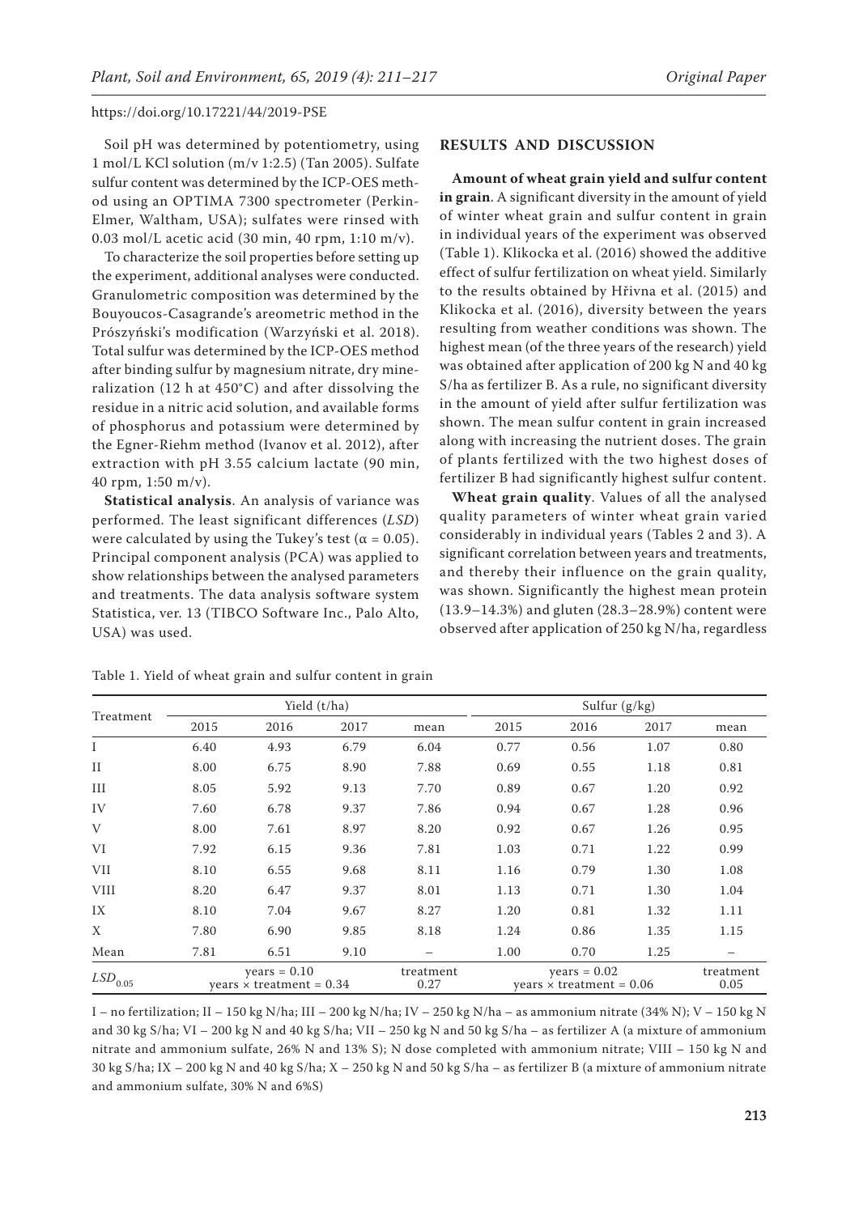Soil pH was determined by potentiometry, using 1 mol/L KCl solution (m/v 1:2.5) (Tan 2005). Sulfate sulfur content was determined by the ICP-OES method using an OPTIMA 7300 spectrometer (Perkin-Elmer, Waltham, USA); sulfates were rinsed with 0.03 mol/L acetic acid (30 min, 40 rpm, 1:10 m/v).

To characterize the soil properties before setting up the experiment, additional analyses were conducted. Granulometric composition was determined by the Bouyoucos-Casagrande's areometric method in the Prószyński's modification (Warzyński et al. 2018). Total sulfur was determined by the ICP-OES method after binding sulfur by magnesium nitrate, dry mineralization (12 h at 450°C) and after dissolving the residue in a nitric acid solution, and available forms of phosphorus and potassium were determined by the Egner-Riehm method (Ivanov et al. 2012), after extraction with pH 3.55 calcium lactate (90 min, 40 rpm, 1:50 m/v).

**Statistical analysis**. An analysis of variance was performed. The least significant differences (*LSD*) were calculated by using the Tukey's test ($\alpha = 0.05$). Principal component analysis (PCA) was applied to show relationships between the analysed parameters and treatments. The data analysis software system Statistica, ver. 13 (TIBCO Software Inc., Palo Alto, USA) was used.

## RESULTS AND DISCUSSION

**Amount of wheat grain yield and sulfur content in grain**. A significant diversity in the amount of yield of winter wheat grain and sulfur content in grain in individual years of the experiment was observed (Table 1). Klikocka et al. (2016) showed the additive effect of sulfur fertilization on wheat yield. Similarly to the results obtained by Hřivna et al. (2015) and Klikocka et al. (2016), diversity between the years resulting from weather conditions was shown. The highest mean (of the three years of the research) yield was obtained after application of 200 kg N and 40 kg S/ha as fertilizer B. As a rule, no significant diversity in the amount of yield after sulfur fertilization was shown. The mean sulfur content in grain increased along with increasing the nutrient doses. The grain of plants fertilized with the two highest doses of fertilizer B had significantly highest sulfur content.

**Wheat grain quality**. Values of all the analysed quality parameters of winter wheat grain varied considerably in individual years (Tables 2 and 3). A significant correlation between years and treatments, and thereby their influence on the grain quality, was shown. Significantly the highest mean protein (13.9–14.3%) and gluten (28.3–28.9%) content were observed after application of 250 kg N/ha, regardless

Table 1. Yield of wheat grain and sulfur content in grain

| Treatment | Yield (t/ha) | | | | Sulfur (g/kg) | | | |
|---|---|---|---|---|---|---|---|---|
| | 2015 | 2016 | 2017 | mean | 2015 | 2016 | 2017 | mean |
| I | 6.40 | 4.93 | 6.79 | 6.04 | 0.77 | 0.56 | 1.07 | 0.80 |
| II | 8.00 | 6.75 | 8.90 | 7.88 | 0.69 | 0.55 | 1.18 | 0.81 |
| III | 8.05 | 5.92 | 9.13 | 7.70 | 0.89 | 0.67 | 1.20 | 0.92 |
| IV | 7.60 | 6.78 | 9.37 | 7.86 | 0.94 | 0.67 | 1.28 | 0.96 |
| V | 8.00 | 7.61 | 8.97 | 8.20 | 0.92 | 0.67 | 1.26 | 0.95 |
| VI | 7.92 | 6.15 | 9.36 | 7.81 | 1.03 | 0.71 | 1.22 | 0.99 |
| VII | 8.10 | 6.55 | 9.68 | 8.11 | 1.16 | 0.79 | 1.30 | 1.08 |
| VIII | 8.20 | 6.47 | 9.37 | 8.01 | 1.13 | 0.71 | 1.30 | 1.04 |
| IX | 8.10 | 7.04 | 9.67 | 8.27 | 1.20 | 0.81 | 1.32 | 1.11 |
| X | 7.80 | 6.90 | 9.85 | 8.18 | 1.24 | 0.86 | 1.35 | 1.15 |
| Mean | 7.81 | 6.51 | 9.10 | – | 1.00 | 0.70 | 1.25 | – |
| $LSD_{0.05}$ | years = 0.10<br>years × treatment = 0.34 | | | treatment 0.27 | years = 0.02<br>years × treatment = 0.06 | | | treatment 0.05 |

I – no fertilization; II – 150 kg N/ha; III – 200 kg N/ha; IV – 250 kg N/ha – as ammonium nitrate (34% N); V – 150 kg N and 30 kg S/ha; VI – 200 kg N and 40 kg S/ha; VII – 250 kg N and 50 kg S/ha – as fertilizer A (a mixture of ammonium nitrate and ammonium sulfate, 26% N and 13% S); N dose completed with ammonium nitrate; VIII – 150 kg N and 30 kg S/ha; IX – 200 kg N and 40 kg S/ha; X – 250 kg N and 50 kg S/ha – as fertilizer B (a mixture of ammonium nitrate and ammonium sulfate, 30% N and 6%S)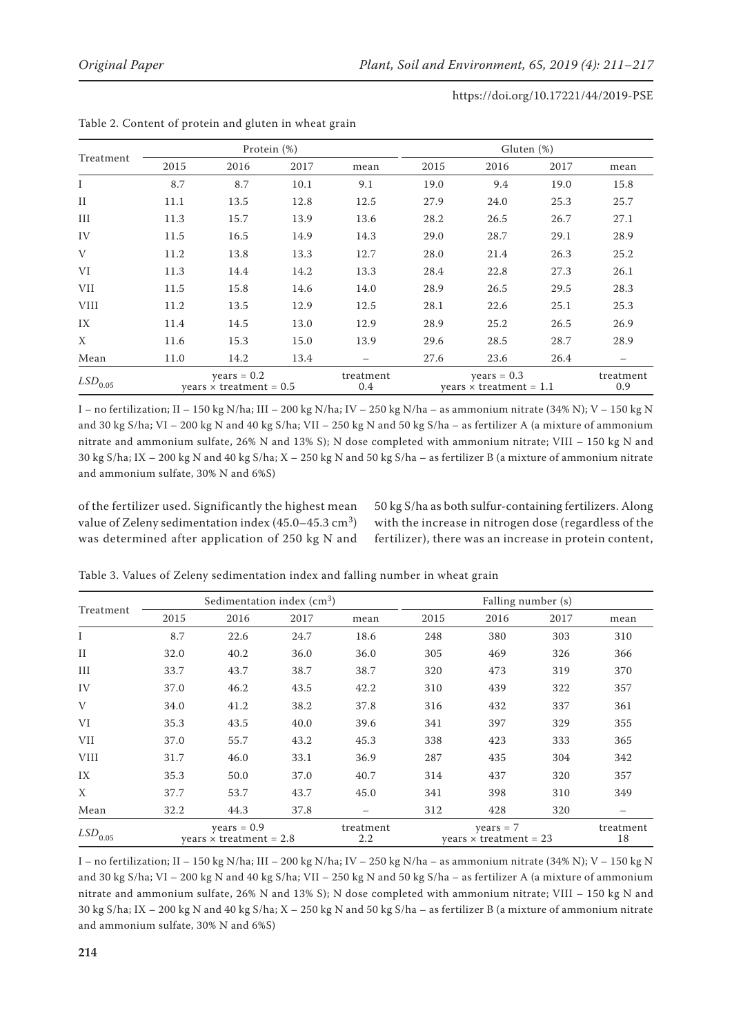Table 2. Content of protein and gluten in wheat grain

| Treatment | Protein (%) | | | | Gluten (%) | | | |
|---|---|---|---|---|---|---|---|---|
| | 2015 | 2016 | 2017 | mean | 2015 | 2016 | 2017 | mean |
| I | 8.7 | 8.7 | 10.1 | 9.1 | 19.0 | 9.4 | 19.0 | 15.8 |
| II | 11.1 | 13.5 | 12.8 | 12.5 | 27.9 | 24.0 | 25.3 | 25.7 |
| III | 11.3 | 15.7 | 13.9 | 13.6 | 28.2 | 26.5 | 26.7 | 27.1 |
| IV | 11.5 | 16.5 | 14.9 | 14.3 | 29.0 | 28.7 | 29.1 | 28.9 |
| V | 11.2 | 13.8 | 13.3 | 12.7 | 28.0 | 21.4 | 26.3 | 25.2 |
| VI | 11.3 | 14.4 | 14.2 | 13.3 | 28.4 | 22.8 | 27.3 | 26.1 |
| VII | 11.5 | 15.8 | 14.6 | 14.0 | 28.9 | 26.5 | 29.5 | 28.3 |
| VIII | 11.2 | 13.5 | 12.9 | 12.5 | 28.1 | 22.6 | 25.1 | 25.3 |
| IX | 11.4 | 14.5 | 13.0 | 12.9 | 28.9 | 25.2 | 26.5 | 26.9 |
| X | 11.6 | 15.3 | 15.0 | 13.9 | 29.6 | 28.5 | 28.7 | 28.9 |
| Mean | 11.0 | 14.2 | 13.4 | – | 27.6 | 23.6 | 26.4 | – |
| $LSD_{0.05}$ | years = 0.2; years × treatment = 0.5 | | | treatment 0.4 | years = 0.3; years × treatment = 1.1 | | | treatment 0.9 |

I – no fertilization; II – 150 kg N/ha; III – 200 kg N/ha; IV – 250 kg N/ha – as ammonium nitrate (34% N); V – 150 kg N and 30 kg S/ha; VI – 200 kg N and 40 kg S/ha; VII – 250 kg N and 50 kg S/ha – as fertilizer A (a mixture of ammonium nitrate and ammonium sulfate, 26% N and 13% S); N dose completed with ammonium nitrate; VIII – 150 kg N and 30 kg S/ha; IX – 200 kg N and 40 kg S/ha; X – 250 kg N and 50 kg S/ha – as fertilizer B (a mixture of ammonium nitrate and ammonium sulfate, 30% N and 6%S)

of the fertilizer used. Significantly the highest mean value of Zeleny sedimentation index (45.0–45.3 $cm^3$) was determined after application of 250 kg N and 50 kg S/ha as both sulfur-containing fertilizers. Along with the increase in nitrogen dose (regardless of the fertilizer), there was an increase in protein content,

Table 3. Values of Zeleny sedimentation index and falling number in wheat grain

| Treatment | Sedimentation index ($cm^3$) | | | | Falling number (s) | | | |
|---|---|---|---|---|---|---|---|---|
| | 2015 | 2016 | 2017 | mean | 2015 | 2016 | 2017 | mean |
| I | 8.7 | 22.6 | 24.7 | 18.6 | 248 | 380 | 303 | 310 |
| II | 32.0 | 40.2 | 36.0 | 36.0 | 305 | 469 | 326 | 366 |
| III | 33.7 | 43.7 | 38.7 | 38.7 | 320 | 473 | 319 | 370 |
| IV | 37.0 | 46.2 | 43.5 | 42.2 | 310 | 439 | 322 | 357 |
| V | 34.0 | 41.2 | 38.2 | 37.8 | 316 | 432 | 337 | 361 |
| VI | 35.3 | 43.5 | 40.0 | 39.6 | 341 | 397 | 329 | 355 |
| VII | 37.0 | 55.7 | 43.2 | 45.3 | 338 | 423 | 333 | 365 |
| VIII | 31.7 | 46.0 | 33.1 | 36.9 | 287 | 435 | 304 | 342 |
| IX | 35.3 | 50.0 | 37.0 | 40.7 | 314 | 437 | 320 | 357 |
| X | 37.7 | 53.7 | 43.7 | 45.0 | 341 | 398 | 310 | 349 |
| Mean | 32.2 | 44.3 | 37.8 | – | 312 | 428 | 320 | – |
| $LSD_{0.05}$ | years = 0.9; years × treatment = 2.8 | | | treatment 2.2 | years = 7; years × treatment = 23 | | | treatment 18 |

I – no fertilization; II – 150 kg N/ha; III – 200 kg N/ha; IV – 250 kg N/ha – as ammonium nitrate (34% N); V – 150 kg N and 30 kg S/ha; VI – 200 kg N and 40 kg S/ha; VII – 250 kg N and 50 kg S/ha – as fertilizer A (a mixture of ammonium nitrate and ammonium sulfate, 26% N and 13% S); N dose completed with ammonium nitrate; VIII – 150 kg N and 30 kg S/ha; IX – 200 kg N and 40 kg S/ha; X – 250 kg N and 50 kg S/ha – as fertilizer B (a mixture of ammonium nitrate and ammonium sulfate, 30% N and 6%S)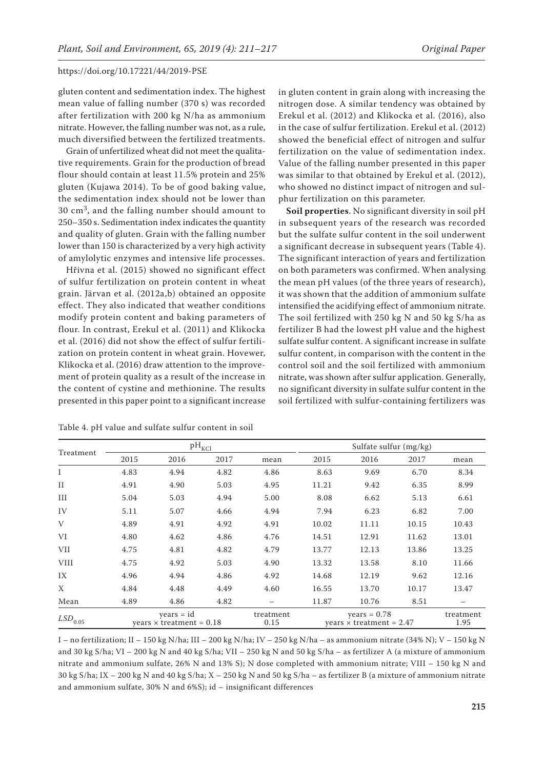gluten content and sedimentation index. The highest mean value of falling number (370 s) was recorded after fertilization with 200 kg N/ha as ammonium nitrate. However, the falling number was not, as a rule, much diversified between the fertilized treatments.

Grain of unfertilized wheat did not meet the qualitative requirements. Grain for the production of bread flour should contain at least 11.5% protein and 25% gluten (Kujawa 2014). To be of good baking value, the sedimentation index should not be lower than 30 $cm^3$, and the falling number should amount to 250–350 s. Sedimentation index indicates the quantity and quality of gluten. Grain with the falling number lower than 150 is characterized by a very high activity of amylolytic enzymes and intensive life processes.

Hřivna et al. (2015) showed no significant effect of sulfur fertilization on protein content in wheat grain. Järvan et al. (2012a,b) obtained an opposite effect. They also indicated that weather conditions modify protein content and baking parameters of flour. In contrast, Erekul et al. (2011) and Klikocka et al. (2016) did not show the effect of sulfur fertilization on protein content in wheat grain. Hovewer, Klikocka et al. (2016) draw attention to the improvement of protein quality as a result of the increase in the content of cystine and methionine. The results presented in this paper point to a significant increase in gluten content in grain along with increasing the nitrogen dose. A similar tendency was obtained by Erekul et al. (2012) and Klikocka et al. (2016), also in the case of sulfur fertilization. Erekul et al. (2012) showed the beneficial effect of nitrogen and sulfur fertilization on the value of sedimentation index. Value of the falling number presented in this paper was similar to that obtained by Erekul et al. (2012), who showed no distinct impact of nitrogen and sulphur fertilization on this parameter.

**Soil properties**. No significant diversity in soil pH in subsequent years of the research was recorded but the sulfate sulfur content in the soil underwent a significant decrease in subsequent years (Table 4). The significant interaction of years and fertilization on both parameters was confirmed. When analysing the mean pH values (of the three years of research), it was shown that the addition of ammonium sulfate intensified the acidifying effect of ammonium nitrate. The soil fertilized with 250 kg N and 50 kg S/ha as fertilizer B had the lowest pH value and the highest sulfate sulfur content. A significant increase in sulfate sulfur content, in comparison with the content in the control soil and the soil fertilized with ammonium nitrate, was shown after sulfur application. Generally, no significant diversity in sulfate sulfur content in the soil fertilized with sulfur-containing fertilizers was

Table 4. pH value and sulfate sulfur content in soil

| Treatment | $pH_{KCl}$ | | | | Sulfate sulfur (mg/kg) | | | |
|---|---|---|---|---|---|---|---|---|
| | 2015 | 2016 | 2017 | mean | 2015 | 2016 | 2017 | mean |
| I | 4.83 | 4.94 | 4.82 | 4.86 | 8.63 | 9.69 | 6.70 | 8.34 |
| II | 4.91 | 4.90 | 5.03 | 4.95 | 11.21 | 9.42 | 6.35 | 8.99 |
| III | 5.04 | 5.03 | 4.94 | 5.00 | 8.08 | 6.62 | 5.13 | 6.61 |
| IV | 5.11 | 5.07 | 4.66 | 4.94 | 7.94 | 6.23 | 6.82 | 7.00 |
| V | 4.89 | 4.91 | 4.92 | 4.91 | 10.02 | 11.11 | 10.15 | 10.43 |
| VI | 4.80 | 4.62 | 4.86 | 4.76 | 14.51 | 12.91 | 11.62 | 13.01 |
| VII | 4.75 | 4.81 | 4.82 | 4.79 | 13.77 | 12.13 | 13.86 | 13.25 |
| VIII | 4.75 | 4.92 | 5.03 | 4.90 | 13.32 | 13.58 | 8.10 | 11.66 |
| IX | 4.96 | 4.94 | 4.86 | 4.92 | 14.68 | 12.19 | 9.62 | 12.16 |
| X | 4.84 | 4.48 | 4.49 | 4.60 | 16.55 | 13.70 | 10.17 | 13.47 |
| Mean | 4.89 | 4.86 | 4.82 | – | 11.87 | 10.76 | 8.51 | – |
| $LSD_{0.05}$ | years = id; years × treatment = 0.18 | | | treatment 0.15 | years = 0.78; years × treatment = 2.47 | | | treatment 1.95 |

I – no fertilization; II – 150 kg N/ha; III – 200 kg N/ha; IV – 250 kg N/ha – as ammonium nitrate (34% N); V – 150 kg N and 30 kg S/ha; VI – 200 kg N and 40 kg S/ha; VII – 250 kg N and 50 kg S/ha – as fertilizer A (a mixture of ammonium nitrate and ammonium sulfate, 26% N and 13% S); N dose completed with ammonium nitrate; VIII – 150 kg N and 30 kg S/ha; IX – 200 kg N and 40 kg S/ha; X – 250 kg N and 50 kg S/ha – as fertilizer B (a mixture of ammonium nitrate and ammonium sulfate, 30% N and 6%S); id – insignificant differences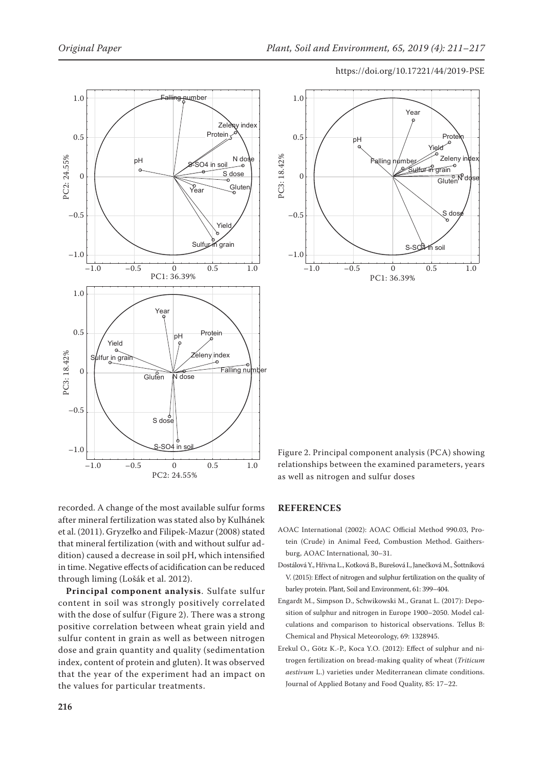Figure 2. Principal component analysis (PCA) showing relationships between the examined parameters, years as well as nitrogen and sulfur doses

recorded. A change of the most available sulfur forms after mineral fertilization was stated also by Kulhánek et al. (2011). Gryzełko and Filipek-Mazur (2008) stated that mineral fertilization (with and without sulfur addition) caused a decrease in soil pH, which intensified in time. Negative effects of acidification can be reduced through liming (Lošák et al. 2012).

**Principal component analysis**. Sulfate sulfur content in soil was strongly positively correlated with the dose of sulfur (Figure 2). There was a strong positive correlation between wheat grain yield and sulfur content in grain as well as between nitrogen dose and grain quantity and quality (sedimentation index, content of protein and gluten). It was observed that the year of the experiment had an impact on the values for particular treatments.

## REFERENCES

AOAC International (2002): AOAC Official Method 990.03, Protein (Crude) in Animal Feed, Combustion Method. Gaithersburg, AOAC International, 30–31.

Dostálová Y., Hřivna L., Kotková B., Burešová I., Janečková M., Šottníková V. (2015): Effect of nitrogen and sulphur fertilization on the quality of barley protein. Plant, Soil and Environment, 61: 399–404.

Engardt M., Simpson D., Schwikowski M., Granat L. (2017): Deposition of sulphur and nitrogen in Europe 1900–2050. Model calculations and comparison to historical observations. Tellus B: Chemical and Physical Meteorology, 69: 1328945.

Erekul O., Götz K.-P., Koca Y.O. (2012): Effect of sulphur and nitrogen fertilization on bread-making quality of wheat (*Triticum aestivum* L.) varieties under Mediterranean climate conditions. Journal of Applied Botany and Food Quality, 85: 17–22.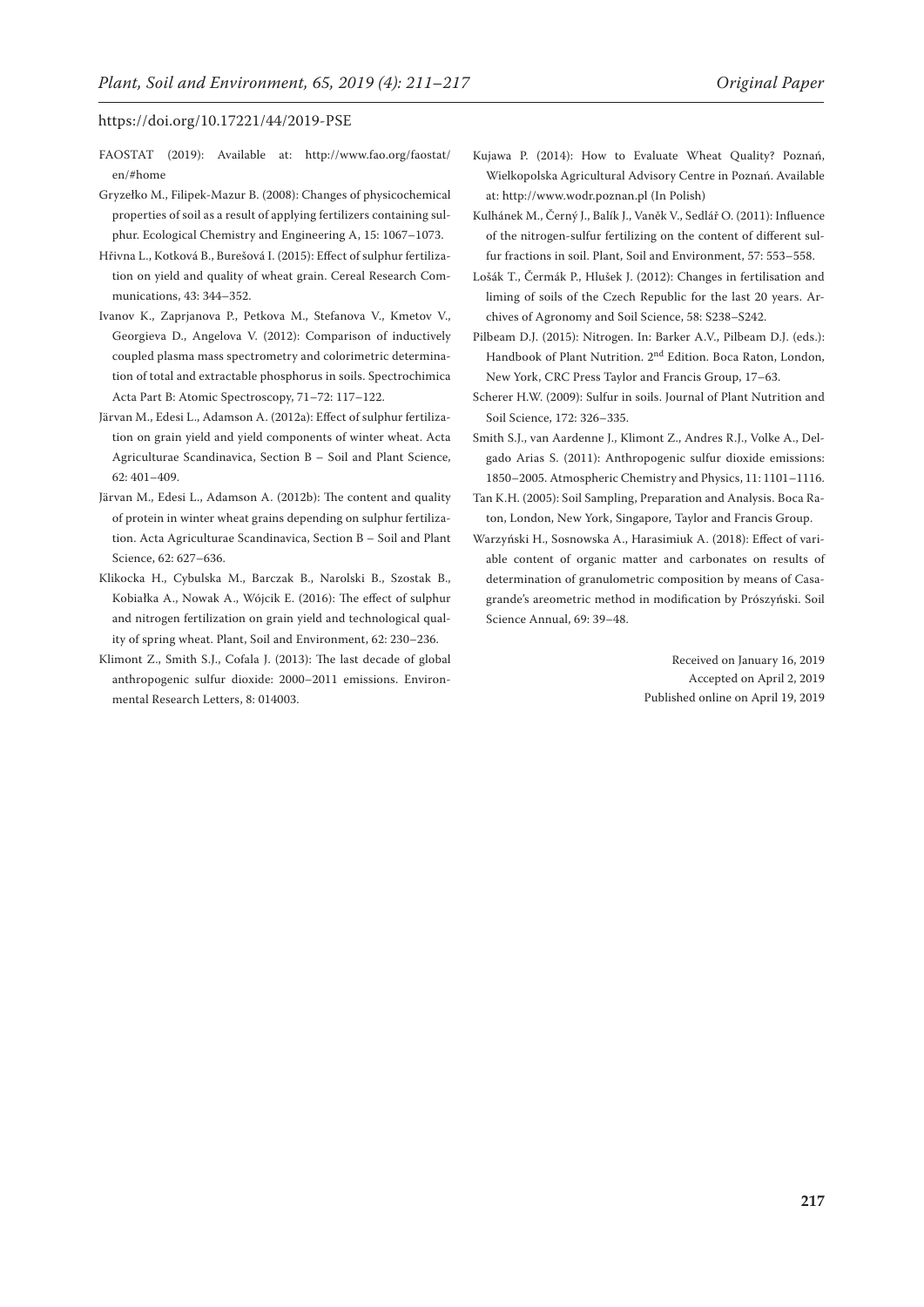FAOSTAT (2019): Available at: http://www.fao.org/faostat/en/#home

Gryzełko M., Filipek-Mazur B. (2008): Changes of physicochemical properties of soil as a result of applying fertilizers containing sulphur. Ecological Chemistry and Engineering A, 15: 1067–1073.

Hřivna L., Kotková B., Burešová I. (2015): Effect of sulphur fertilization on yield and quality of wheat grain. Cereal Research Communications, 43: 344–352.

Ivanov K., Zaprjanova P., Petkova M., Stefanova V., Kmetov V., Georgieva D., Angelova V. (2012): Comparison of inductively coupled plasma mass spectrometry and colorimetric determination of total and extractable phosphorus in soils. Spectrochimica Acta Part B: Atomic Spectroscopy, 71–72: 117–122.

Järvan M., Edesi L., Adamson A. (2012a): Effect of sulphur fertilization on grain yield and yield components of winter wheat. Acta Agriculturae Scandinavica, Section B – Soil and Plant Science, 62: 401–409.

Järvan M., Edesi L., Adamson A. (2012b): The content and quality of protein in winter wheat grains depending on sulphur fertilization. Acta Agriculturae Scandinavica, Section B – Soil and Plant Science, 62: 627–636.

Klikocka H., Cybulska M., Barczak B., Narolski B., Szostak B., Kobiałka A., Nowak A., Wójcik E. (2016): The effect of sulphur and nitrogen fertilization on grain yield and technological quality of spring wheat. Plant, Soil and Environment, 62: 230–236.

Klimont Z., Smith S.J., Cofala J. (2013): The last decade of global anthropogenic sulfur dioxide: 2000–2011 emissions. Environmental Research Letters, 8: 014003.

Kujawa P. (2014): How to Evaluate Wheat Quality? Poznań, Wielkopolska Agricultural Advisory Centre in Poznań. Available at: http://www.wodr.poznan.pl (In Polish)

Kulhánek M., Černý J., Balík J., Vaněk V., Sedlář O. (2011): Influence of the nitrogen-sulfur fertilizing on the content of different sulfur fractions in soil. Plant, Soil and Environment, 57: 553–558.

Lošák T., Čermák P., Hlušek J. (2012): Changes in fertilisation and liming of soils of the Czech Republic for the last 20 years. Archives of Agronomy and Soil Science, 58: S238–S242.

Pilbeam D.J. (2015): Nitrogen. In: Barker A.V., Pilbeam D.J. (eds.): Handbook of Plant Nutrition. 2nd Edition. Boca Raton, London, New York, CRC Press Taylor and Francis Group, 17–63.

Scherer H.W. (2009): Sulfur in soils. Journal of Plant Nutrition and Soil Science, 172: 326–335.

Smith S.J., van Aardenne J., Klimont Z., Andres R.J., Volke A., Delgado Arias S. (2011): Anthropogenic sulfur dioxide emissions: 1850–2005. Atmospheric Chemistry and Physics, 11: 1101–1116.

Tan K.H. (2005): Soil Sampling, Preparation and Analysis. Boca Raton, London, New York, Singapore, Taylor and Francis Group.

Warzyński H., Sosnowska A., Harasimiuk A. (2018): Effect of variable content of organic matter and carbonates on results of determination of granulometric composition by means of Casagrande's areometric method in modification by Prószyński. Soil Science Annual, 69: 39–48.

Received on January 16, 2019
Accepted on April 2, 2019
Published online on April 19, 2019